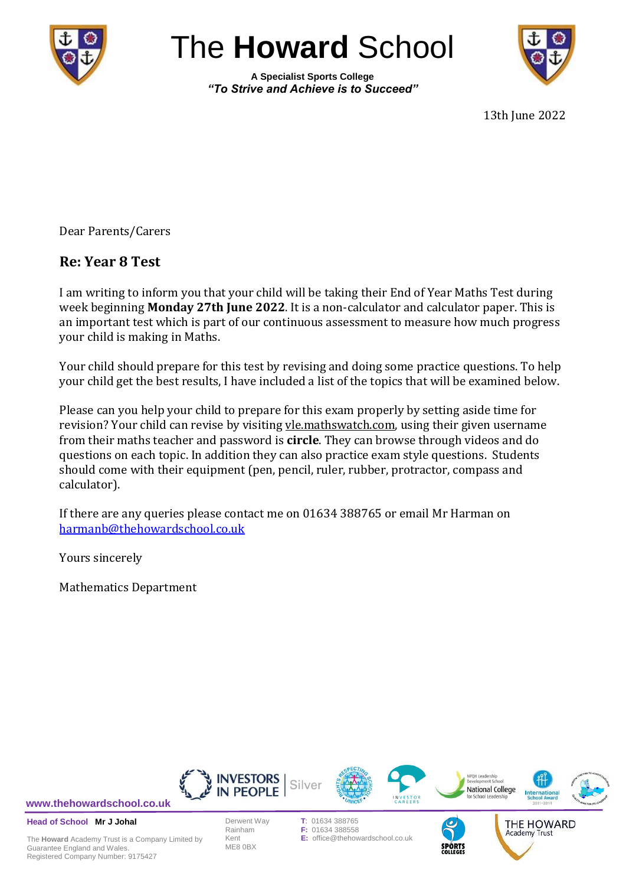# The **Howard** School

**A Specialist Sports College**
***"To Strive and Achieve is to Succeed"***

13th June 2022

Dear Parents/Carers

## Re: Year 8 Test

I am writing to inform you that your child will be taking their End of Year Maths Test during week beginning **Monday 27th June 2022**. It is a non-calculator and calculator paper. This is an important test which is part of our continuous assessment to measure how much progress your child is making in Maths.

Your child should prepare for this test by revising and doing some practice questions. To help your child get the best results, I have included a list of the topics that will be examined below.

Please can you help your child to prepare for this exam properly by setting aside time for revision? Your child can revise by visiting vle.mathswatch.com, using their given username from their maths teacher and password is **circle**. They can browse through videos and do questions on each topic. In addition they can also practice exam style questions. Students should come with their equipment (pen, pencil, ruler, rubber, protractor, compass and calculator).

If there are any queries please contact me on 01634 388765 or email Mr Harman on harmanb@thehowardschool.co.uk

Yours sincerely

Mathematics Department

www.thehowardschool.co.uk

**Head of School** **Mr J Johal**

The **Howard** Academy Trust is a Company Limited by Guarantee England and Wales.
Registered Company Number: 9175427

Derwent Way
Rainham
Kent
ME8 0BX

**T:** 01634 388765
**F:** 01634 388558
**E:** office@thehowardschool.co.uk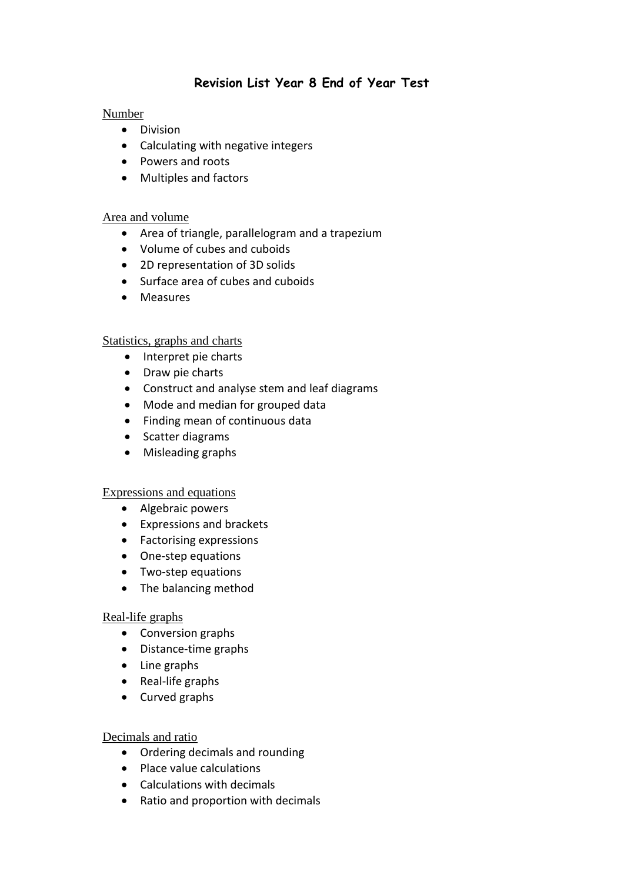# Revision List Year 8 End of Year Test

## Number

- Division
- Calculating with negative integers
- Powers and roots
- Multiples and factors

## Area and volume

- Area of triangle, parallelogram and a trapezium
- Volume of cubes and cuboids
- 2D representation of 3D solids
- Surface area of cubes and cuboids
- Measures

## Statistics, graphs and charts

- Interpret pie charts
- Draw pie charts
- Construct and analyse stem and leaf diagrams
- Mode and median for grouped data
- Finding mean of continuous data
- Scatter diagrams
- Misleading graphs

## Expressions and equations

- Algebraic powers
- Expressions and brackets
- Factorising expressions
- One-step equations
- Two-step equations
- The balancing method

## Real-life graphs

- Conversion graphs
- Distance-time graphs
- Line graphs
- Real-life graphs
- Curved graphs

## Decimals and ratio

- Ordering decimals and rounding
- Place value calculations
- Calculations with decimals
- Ratio and proportion with decimals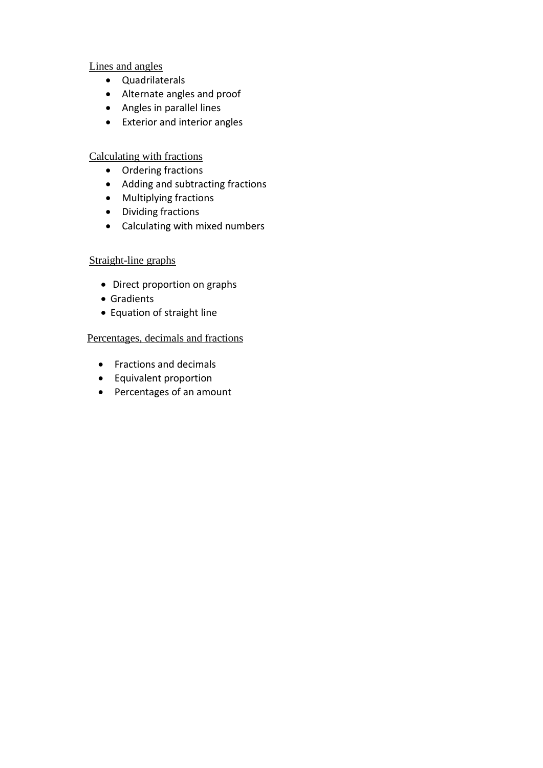Lines and angles

- Quadrilaterals
- Alternate angles and proof
- Angles in parallel lines
- Exterior and interior angles

Calculating with fractions

- Ordering fractions
- Adding and subtracting fractions
- Multiplying fractions
- Dividing fractions
- Calculating with mixed numbers

Straight-line graphs

- Direct proportion on graphs
- Gradients
- Equation of straight line

Percentages, decimals and fractions

- Fractions and decimals
- Equivalent proportion
- Percentages of an amount